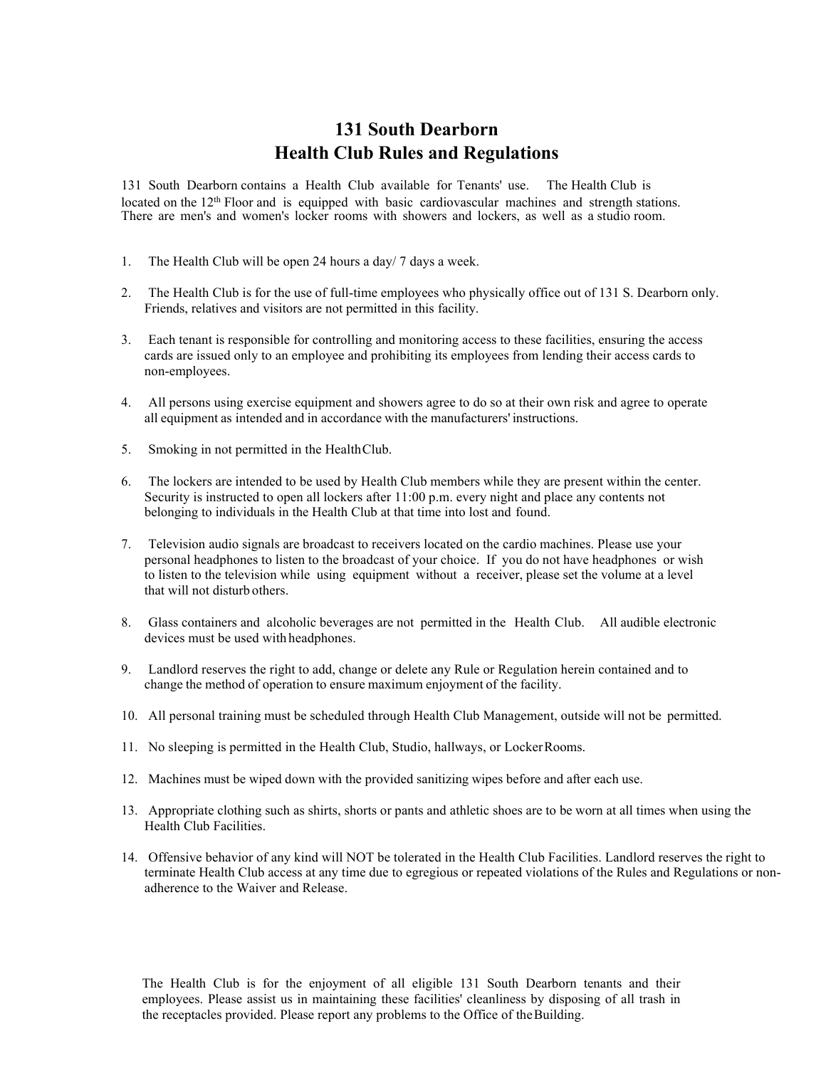# 131 South Dearborn
# Health Club Rules and Regulations

131 South Dearborn contains a Health Club available for Tenants' use. The Health Club is located on the 12th Floor and is equipped with basic cardiovascular machines and strength stations. There are men's and women's locker rooms with showers and lockers, as well as a studio room.

1. The Health Club will be open 24 hours a day/ 7 days a week.
2. The Health Club is for the use of full-time employees who physically office out of 131 S. Dearborn only. Friends, relatives and visitors are not permitted in this facility.
3. Each tenant is responsible for controlling and monitoring access to these facilities, ensuring the access cards are issued only to an employee and prohibiting its employees from lending their access cards to non-employees.
4. All persons using exercise equipment and showers agree to do so at their own risk and agree to operate all equipment as intended and in accordance with the manufacturers' instructions.
5. Smoking in not permitted in the Health Club.
6. The lockers are intended to be used by Health Club members while they are present within the center. Security is instructed to open all lockers after 11:00 p.m. every night and place any contents not belonging to individuals in the Health Club at that time into lost and found.
7. Television audio signals are broadcast to receivers located on the cardio machines. Please use your personal headphones to listen to the broadcast of your choice. If you do not have headphones or wish to listen to the television while using equipment without a receiver, please set the volume at a level that will not disturb others.
8. Glass containers and alcoholic beverages are not permitted in the Health Club. All audible electronic devices must be used with headphones.
9. Landlord reserves the right to add, change or delete any Rule or Regulation herein contained and to change the method of operation to ensure maximum enjoyment of the facility.
10. All personal training must be scheduled through Health Club Management, outside will not be permitted.
11. No sleeping is permitted in the Health Club, Studio, hallways, or Locker Rooms.
12. Machines must be wiped down with the provided sanitizing wipes before and after each use.
13. Appropriate clothing such as shirts, shorts or pants and athletic shoes are to be worn at all times when using the Health Club Facilities.
14. Offensive behavior of any kind will NOT be tolerated in the Health Club Facilities. Landlord reserves the right to terminate Health Club access at any time due to egregious or repeated violations of the Rules and Regulations or non-adherence to the Waiver and Release.

The Health Club is for the enjoyment of all eligible 131 South Dearborn tenants and their employees. Please assist us in maintaining these facilities' cleanliness by disposing of all trash in the receptacles provided. Please report any problems to the Office of the Building.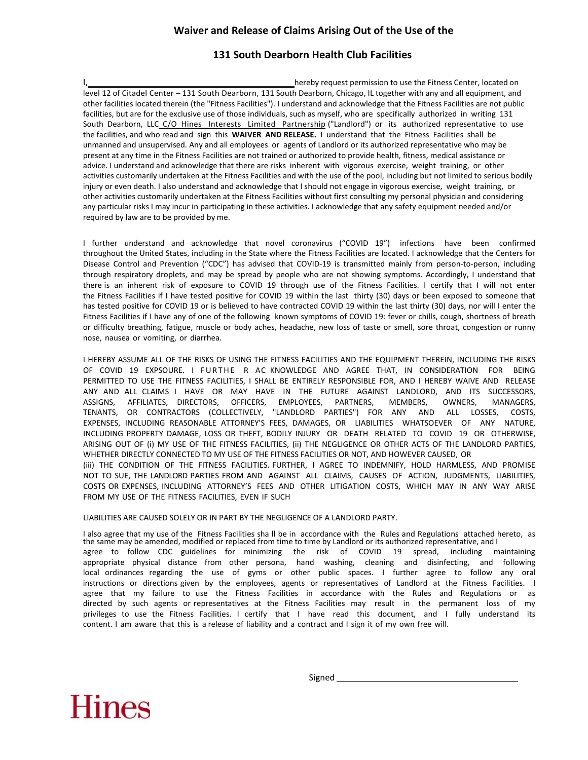## Waiver and Release of Claims Arising Out of the Use of the

## 131 South Dearborn Health Club Facilities

I,\_\_\_\_\_\_\_\_\_\_\_\_\_\_\_\_\_\_\_\_\_\_\_\_\_\_\_\_\_\_\_\_\_\_\_\_\_\_\_\_\_\_\_\_ hereby request permission to use the Fitness Center, located on level 12 of Citadel Center – 131 South Dearborn, 131 South Dearborn, Chicago, IL together with any and all equipment, and other facilities located therein (the "Fitness Facilities"). I understand and acknowledge that the Fitness Facilities are not public facilities, but are for the exclusive use of those individuals, such as myself, who are specifically authorized in writing 131 South Dearborn, LLC C/O Hines Interests Limited Partnership ("Landlord") or its authorized representative to use the facilities, and who read and sign this **WAIVER AND RELEASE.** I understand that the Fitness Facilities shall be unmanned and unsupervised. Any and all employees or agents of Landlord or its authorized representative who may be present at any time in the Fitness Facilities are not trained or authorized to provide health, fitness, medical assistance or advice. I understand and acknowledge that there are risks inherent with vigorous exercise, weight training, or other activities customarily undertaken at the Fitness Facilities and with the use of the pool, including but not limited to serious bodily injury or even death. I also understand and acknowledge that I should not engage in vigorous exercise, weight training, or other activities customarily undertaken at the Fitness Facilities without first consulting my personal physician and considering any particular risks I may incur in participating in these activities. I acknowledge that any safety equipment needed and/or required by law are to be provided by me.

I further understand and acknowledge that novel coronavirus ("COVID 19") infections have been confirmed throughout the United States, including in the State where the Fitness Facilities are located. I acknowledge that the Centers for Disease Control and Prevention ("CDC") has advised that COVID-19 is transmitted mainly from person-to-person, including through respiratory droplets, and may be spread by people who are not showing symptoms. Accordingly, I understand that there is an inherent risk of exposure to COVID 19 through use of the Fitness Facilities. I certify that I will not enter the Fitness Facilities if I have tested positive for COVID 19 within the last thirty (30) days or been exposed to someone that has tested positive for COVID 19 or is believed to have contracted COVID 19 within the last thirty (30) days, nor will I enter the Fitness Facilities if I have any of one of the following known symptoms of COVID 19: fever or chills, cough, shortness of breath or difficulty breathing, fatigue, muscle or body aches, headache, new loss of taste or smell, sore throat, congestion or runny nose, nausea or vomiting, or diarrhea.

I HEREBY ASSUME ALL OF THE RISKS OF USING THE FITNESS FACILITIES AND THE EQUIPMENT THEREIN, INCLUDING THE RISKS OF COVID 19 EXPSOURE. I FURTHER ACKNOWLEDGE AND AGREE THAT, IN CONSIDERATION FOR BEING PERMITTED TO USE THE FITNESS FACILITIES, I SHALL BE ENTIRELY RESPONSIBLE FOR, AND I HEREBY WAIVE AND RELEASE ANY AND ALL CLAIMS I HAVE OR MAY HAVE IN THE FUTURE AGAINST LANDLORD, AND ITS SUCCESSORS, ASSIGNS, AFFILIATES, DIRECTORS, OFFICERS, EMPLOYEES, PARTNERS, MEMBERS, OWNERS, MANAGERS, TENANTS, OR CONTRACTORS (COLLECTIVELY, "LANDLORD PARTIES") FOR ANY AND ALL LOSSES, COSTS, EXPENSES, INCLUDING REASONABLE ATTORNEY'S FEES, DAMAGES, OR LIABILITIES WHATSOEVER OF ANY NATURE, INCLUDING PROPERTY DAMAGE, LOSS OR THEFT, BODILY INJURY OR DEATH RELATED TO COVID 19 OR OTHERWISE, ARISING OUT OF (i) MY USE OF THE FITNESS FACILITIES, (ii) THE NEGLIGENCE OR OTHER ACTS OF THE LANDLORD PARTIES, WHETHER DIRECTLY CONNECTED TO MY USE OF THE FITNESS FACILITIES OR NOT, AND HOWEVER CAUSED, OR (iii) THE CONDITION OF THE FITNESS FACILITIES. FURTHER, I AGREE TO INDEMNIFY, HOLD HARMLESS, AND PROMISE NOT TO SUE, THE LANDLORD PARTIES FROM AND AGAINST ALL CLAIMS, CAUSES OF ACTION, JUDGMENTS, LIABILITIES, COSTS OR EXPENSES, INCLUDING ATTORNEY'S FEES AND OTHER LITIGATION COSTS, WHICH MAY IN ANY WAY ARISE FROM MY USE OF THE FITNESS FACILITIES, EVEN IF SUCH

LIABILITIES ARE CAUSED SOLELY OR IN PART BY THE NEGLIGENCE OF A LANDLORD PARTY.

I also agree that my use of the Fitness Facilities sha ll be in accordance with the Rules and Regulations attached hereto, as the same may be amended, modified or replaced from time to time by Landlord or its authorized representative, and I agree to follow CDC guidelines for minimizing the risk of COVID 19 spread, including maintaining appropriate physical distance from other persona, hand washing, cleaning and disinfecting, and following local ordinances regarding the use of gyms or other public spaces. I further agree to follow any oral instructions or directions given by the employees, agents or representatives of Landlord at the Fitness Facilities. I agree that my failure to use the Fitness Facilities in accordance with the Rules and Regulations or as directed by such agents or representatives at the Fitness Facilities may result in the permanent loss of my privileges to use the Fitness Facilities. I certify that I have read this document, and I fully understand its content. I am aware that this is a release of liability and a contract and I sign it of my own free will.

Signed \_\_\_\_\_\_\_\_\_\_\_\_\_\_\_\_\_\_\_\_\_\_\_\_\_\_\_\_\_\_\_\_\_\_\_\_\_\_

Hines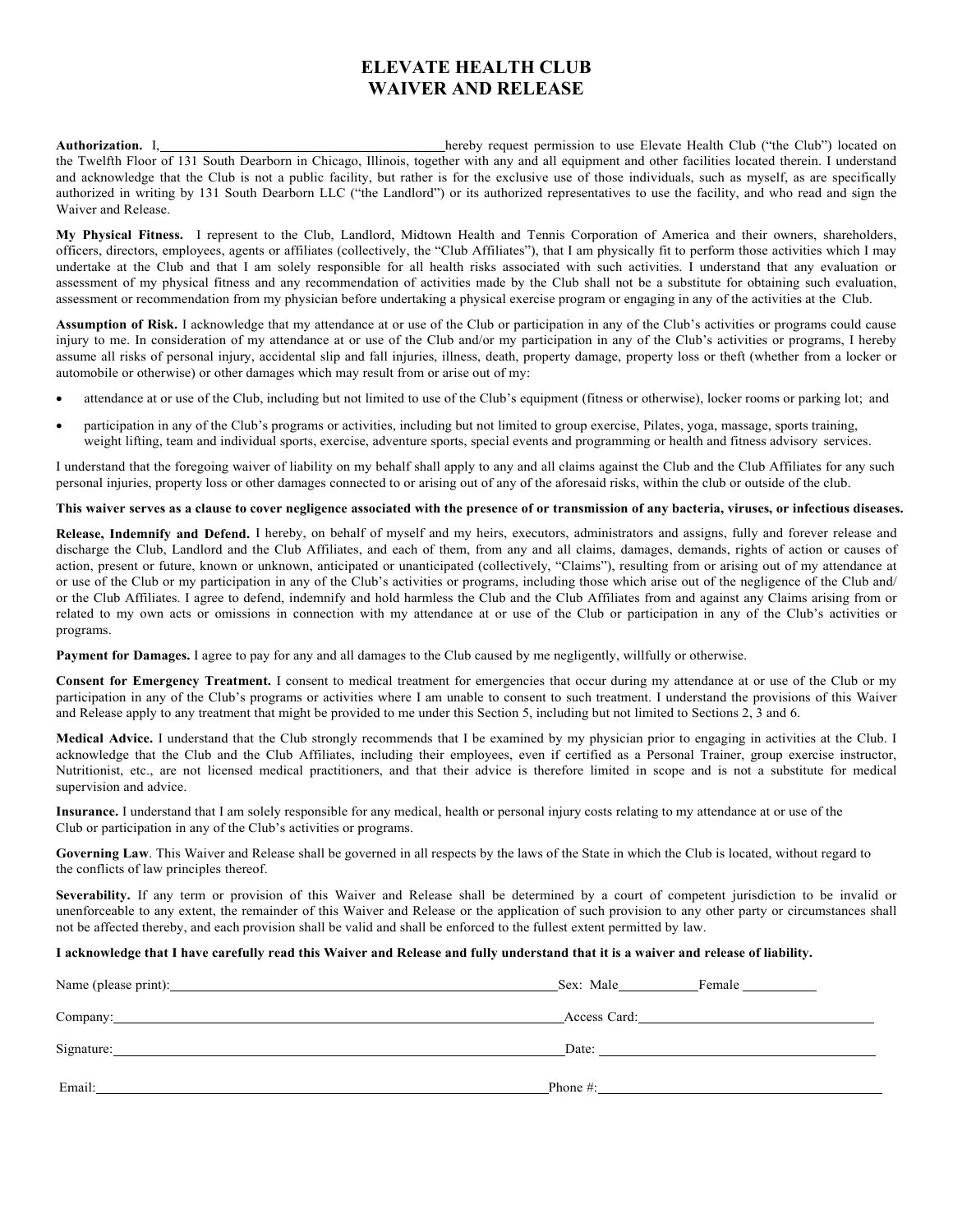# ELEVATE HEALTH CLUB
# WAIVER AND RELEASE

**Authorization.** I, ________________________________________ hereby request permission to use Elevate Health Club ("the Club") located on the Twelfth Floor of 131 South Dearborn in Chicago, Illinois, together with any and all equipment and other facilities located therein. I understand and acknowledge that the Club is not a public facility, but rather is for the exclusive use of those individuals, such as myself, as are specifically authorized in writing by 131 South Dearborn LLC ("the Landlord") or its authorized representatives to use the facility, and who read and sign the Waiver and Release.

**My Physical Fitness.** I represent to the Club, Landlord, Midtown Health and Tennis Corporation of America and their owners, shareholders, officers, directors, employees, agents or affiliates (collectively, the "Club Affiliates"), that I am physically fit to perform those activities which I may undertake at the Club and that I am solely responsible for all health risks associated with such activities. I understand that any evaluation or assessment of my physical fitness and any recommendation of activities made by the Club shall not be a substitute for obtaining such evaluation, assessment or recommendation from my physician before undertaking a physical exercise program or engaging in any of the activities at the Club.

**Assumption of Risk.** I acknowledge that my attendance at or use of the Club or participation in any of the Club's activities or programs could cause injury to me. In consideration of my attendance at or use of the Club and/or my participation in any of the Club's activities or programs, I hereby assume all risks of personal injury, accidental slip and fall injuries, illness, death, property damage, property loss or theft (whether from a locker or automobile or otherwise) or other damages which may result from or arise out of my:

- attendance at or use of the Club, including but not limited to use of the Club's equipment (fitness or otherwise), locker rooms or parking lot; and
- participation in any of the Club's programs or activities, including but not limited to group exercise, Pilates, yoga, massage, sports training, weight lifting, team and individual sports, exercise, adventure sports, special events and programming or health and fitness advisory services.

I understand that the foregoing waiver of liability on my behalf shall apply to any and all claims against the Club and the Club Affiliates for any such personal injuries, property loss or other damages connected to or arising out of any of the aforesaid risks, within the club or outside of the club.

**This waiver serves as a clause to cover negligence associated with the presence of or transmission of any bacteria, viruses, or infectious diseases.**

**Release, Indemnify and Defend.** I hereby, on behalf of myself and my heirs, executors, administrators and assigns, fully and forever release and discharge the Club, Landlord and the Club Affiliates, and each of them, from any and all claims, damages, demands, rights of action or causes of action, present or future, known or unknown, anticipated or unanticipated (collectively, "Claims"), resulting from or arising out of my attendance at or use of the Club or my participation in any of the Club's activities or programs, including those which arise out of the negligence of the Club and/ or the Club Affiliates. I agree to defend, indemnify and hold harmless the Club and the Club Affiliates from and against any Claims arising from or related to my own acts or omissions in connection with my attendance at or use of the Club or participation in any of the Club's activities or programs.

**Payment for Damages.** I agree to pay for any and all damages to the Club caused by me negligently, willfully or otherwise.

**Consent for Emergency Treatment.** I consent to medical treatment for emergencies that occur during my attendance at or use of the Club or my participation in any of the Club's programs or activities where I am unable to consent to such treatment. I understand the provisions of this Waiver and Release apply to any treatment that might be provided to me under this Section 5, including but not limited to Sections 2, 3 and 6.

**Medical Advice.** I understand that the Club strongly recommends that I be examined by my physician prior to engaging in activities at the Club. I acknowledge that the Club and the Club Affiliates, including their employees, even if certified as a Personal Trainer, group exercise instructor, Nutritionist, etc., are not licensed medical practitioners, and that their advice is therefore limited in scope and is not a substitute for medical supervision and advice.

**Insurance.** I understand that I am solely responsible for any medical, health or personal injury costs relating to my attendance at or use of the Club or participation in any of the Club's activities or programs.

**Governing Law**. This Waiver and Release shall be governed in all respects by the laws of the State in which the Club is located, without regard to the conflicts of law principles thereof.

**Severability.** If any term or provision of this Waiver and Release shall be determined by a court of competent jurisdiction to be invalid or unenforceable to any extent, the remainder of this Waiver and Release or the application of such provision to any other party or circumstances shall not be affected thereby, and each provision shall be valid and shall be enforced to the fullest extent permitted by law.

**I acknowledge that I have carefully read this Waiver and Release and fully understand that it is a waiver and release of liability.**

Name (please print): ________________________________ Sex: Male __________ Female __________

Company: ________________________________ Access Card: ________________________________

Signature: ________________________________ Date: ________________________________

Email: ________________________________ Phone #: ________________________________